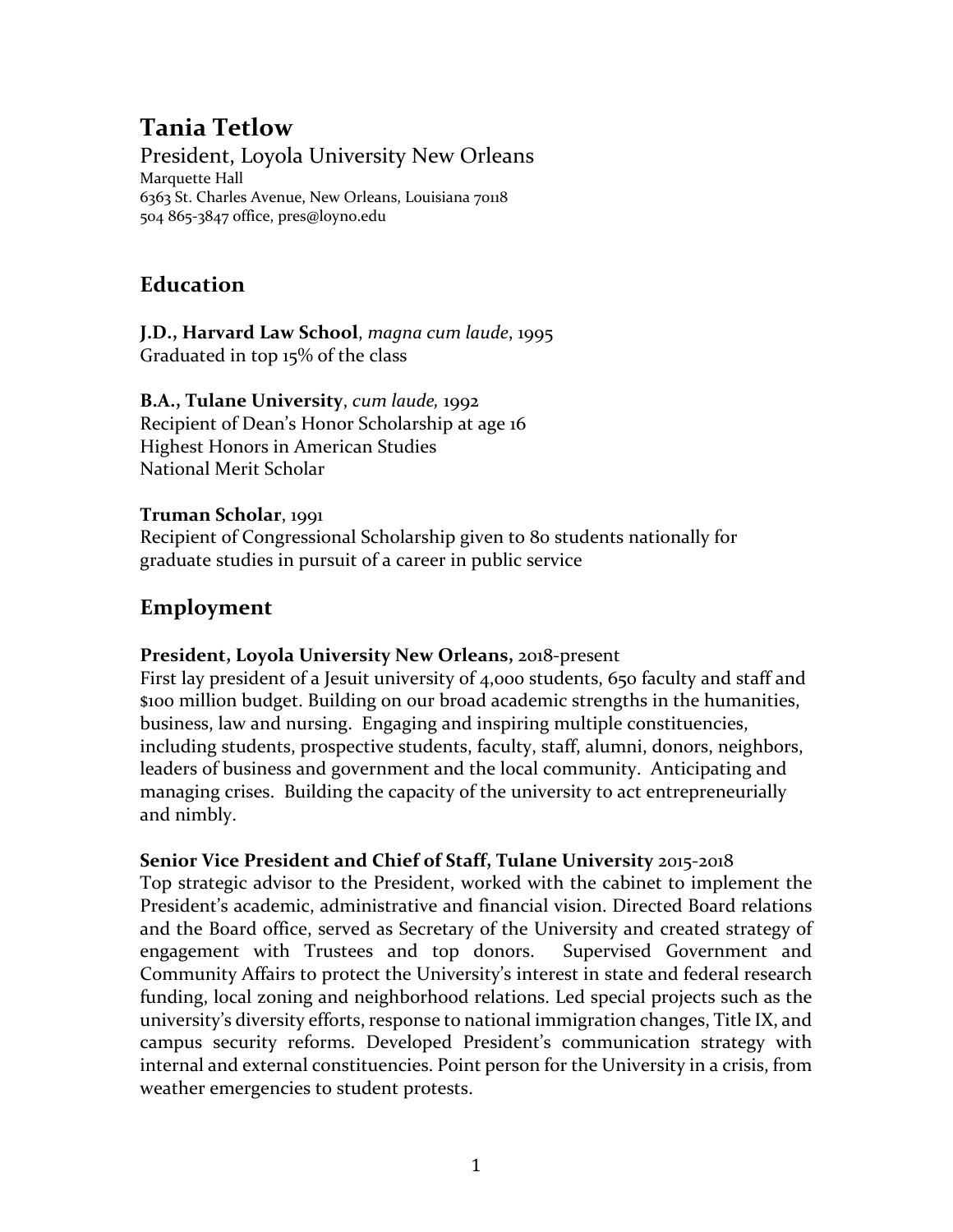# Tania Tetlow

President, Loyola University New Orleans

Marquette Hall
6363 St. Charles Avenue, New Orleans, Louisiana 70118
504 865-3847 office, pres@loyno.edu

## Education

**J.D., Harvard Law School**, *magna cum laude*, 1995
Graduated in top 15% of the class

**B.A., Tulane University**, *cum laude,* 1992
Recipient of Dean's Honor Scholarship at age 16
Highest Honors in American Studies
National Merit Scholar

**Truman Scholar**, 1991
Recipient of Congressional Scholarship given to 80 students nationally for graduate studies in pursuit of a career in public service

## Employment

**President, Loyola University New Orleans,** 2018-present
First lay president of a Jesuit university of 4,000 students, 650 faculty and staff and $100 million budget. Building on our broad academic strengths in the humanities, business, law and nursing. Engaging and inspiring multiple constituencies, including students, prospective students, faculty, staff, alumni, donors, neighbors, leaders of business and government and the local community. Anticipating and managing crises. Building the capacity of the university to act entrepreneurially and nimbly.

**Senior Vice President and Chief of Staff, Tulane University** 2015-2018
Top strategic advisor to the President, worked with the cabinet to implement the President's academic, administrative and financial vision. Directed Board relations and the Board office, served as Secretary of the University and created strategy of engagement with Trustees and top donors. Supervised Government and Community Affairs to protect the University's interest in state and federal research funding, local zoning and neighborhood relations. Led special projects such as the university's diversity efforts, response to national immigration changes, Title IX, and campus security reforms. Developed President's communication strategy with internal and external constituencies. Point person for the University in a crisis, from weather emergencies to student protests.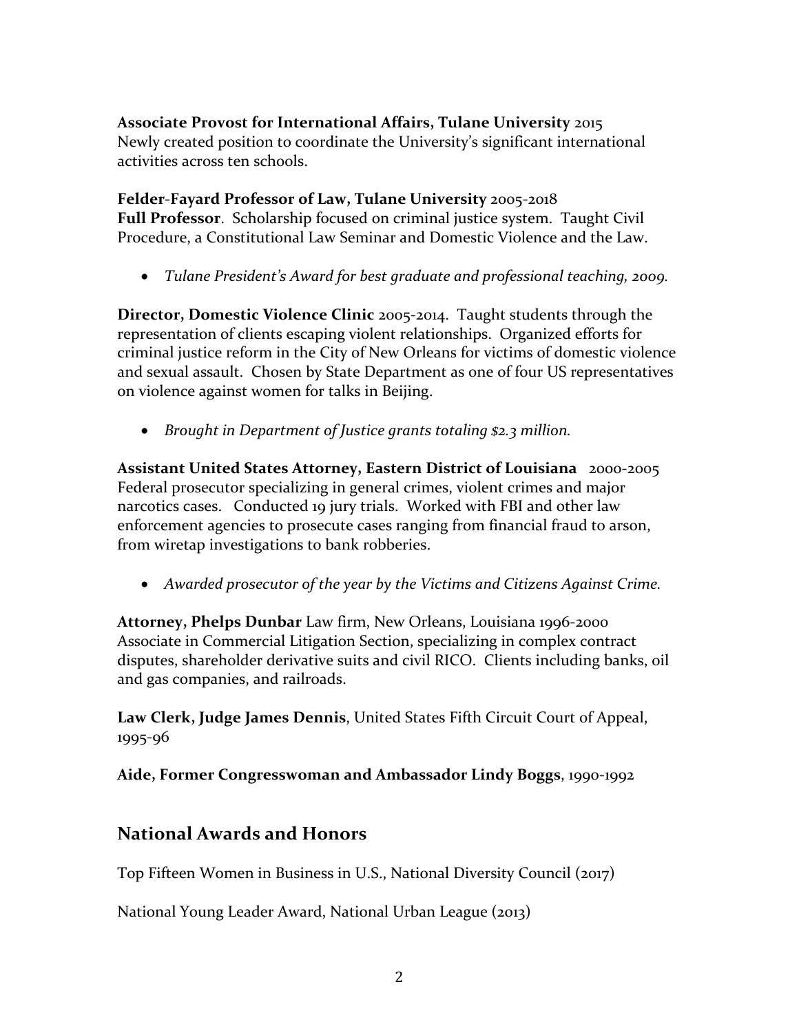**Associate Provost for International Affairs, Tulane University** 2015
Newly created position to coordinate the University's significant international activities across ten schools.

**Felder-Fayard Professor of Law, Tulane University** 2005-2018
**Full Professor**. Scholarship focused on criminal justice system. Taught Civil Procedure, a Constitutional Law Seminar and Domestic Violence and the Law.

- *Tulane President's Award for best graduate and professional teaching, 2009.*

**Director, Domestic Violence Clinic** 2005-2014. Taught students through the representation of clients escaping violent relationships. Organized efforts for criminal justice reform in the City of New Orleans for victims of domestic violence and sexual assault. Chosen by State Department as one of four US representatives on violence against women for talks in Beijing.

- *Brought in Department of Justice grants totaling $2.3 million.*

**Assistant United States Attorney, Eastern District of Louisiana** 2000-2005
Federal prosecutor specializing in general crimes, violent crimes and major narcotics cases. Conducted 19 jury trials. Worked with FBI and other law enforcement agencies to prosecute cases ranging from financial fraud to arson, from wiretap investigations to bank robberies.

- *Awarded prosecutor of the year by the Victims and Citizens Against Crime.*

**Attorney, Phelps Dunbar** Law firm, New Orleans, Louisiana 1996-2000
Associate in Commercial Litigation Section, specializing in complex contract disputes, shareholder derivative suits and civil RICO. Clients including banks, oil and gas companies, and railroads.

**Law Clerk, Judge James Dennis**, United States Fifth Circuit Court of Appeal, 1995-96

**Aide, Former Congresswoman and Ambassador Lindy Boggs**, 1990-1992

## National Awards and Honors

Top Fifteen Women in Business in U.S., National Diversity Council (2017)

National Young Leader Award, National Urban League (2013)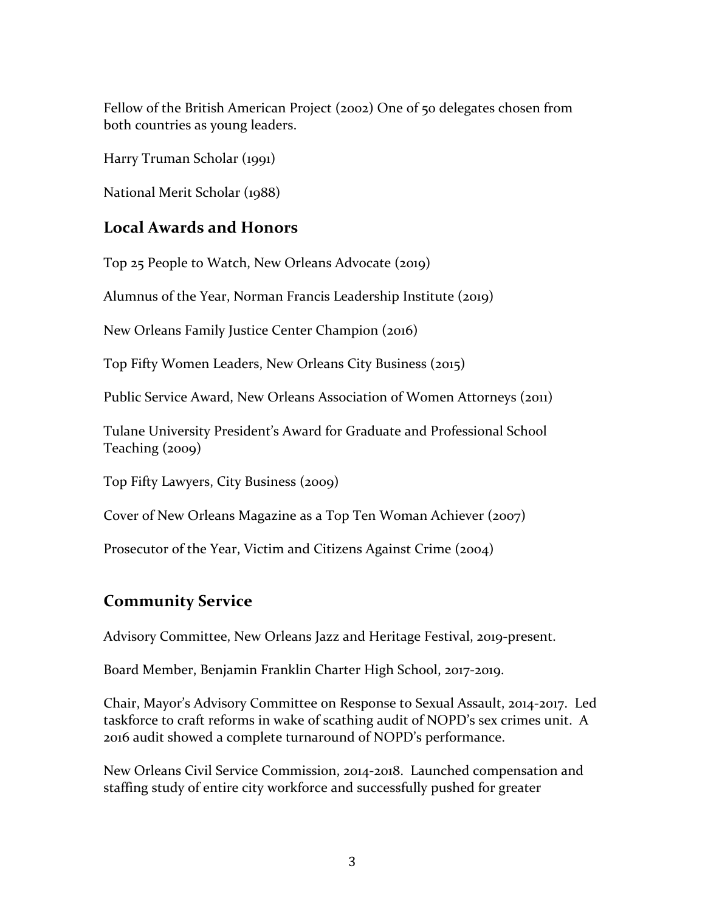Fellow of the British American Project (2002) One of 50 delegates chosen from both countries as young leaders.

Harry Truman Scholar (1991)

National Merit Scholar (1988)

## Local Awards and Honors

Top 25 People to Watch, New Orleans Advocate (2019)

Alumnus of the Year, Norman Francis Leadership Institute (2019)

New Orleans Family Justice Center Champion (2016)

Top Fifty Women Leaders, New Orleans City Business (2015)

Public Service Award, New Orleans Association of Women Attorneys (2011)

Tulane University President's Award for Graduate and Professional School Teaching (2009)

Top Fifty Lawyers, City Business (2009)

Cover of New Orleans Magazine as a Top Ten Woman Achiever (2007)

Prosecutor of the Year, Victim and Citizens Against Crime (2004)

## Community Service

Advisory Committee, New Orleans Jazz and Heritage Festival, 2019-present.

Board Member, Benjamin Franklin Charter High School, 2017-2019.

Chair, Mayor's Advisory Committee on Response to Sexual Assault, 2014-2017. Led taskforce to craft reforms in wake of scathing audit of NOPD's sex crimes unit. A 2016 audit showed a complete turnaround of NOPD's performance.

New Orleans Civil Service Commission, 2014-2018. Launched compensation and staffing study of entire city workforce and successfully pushed for greater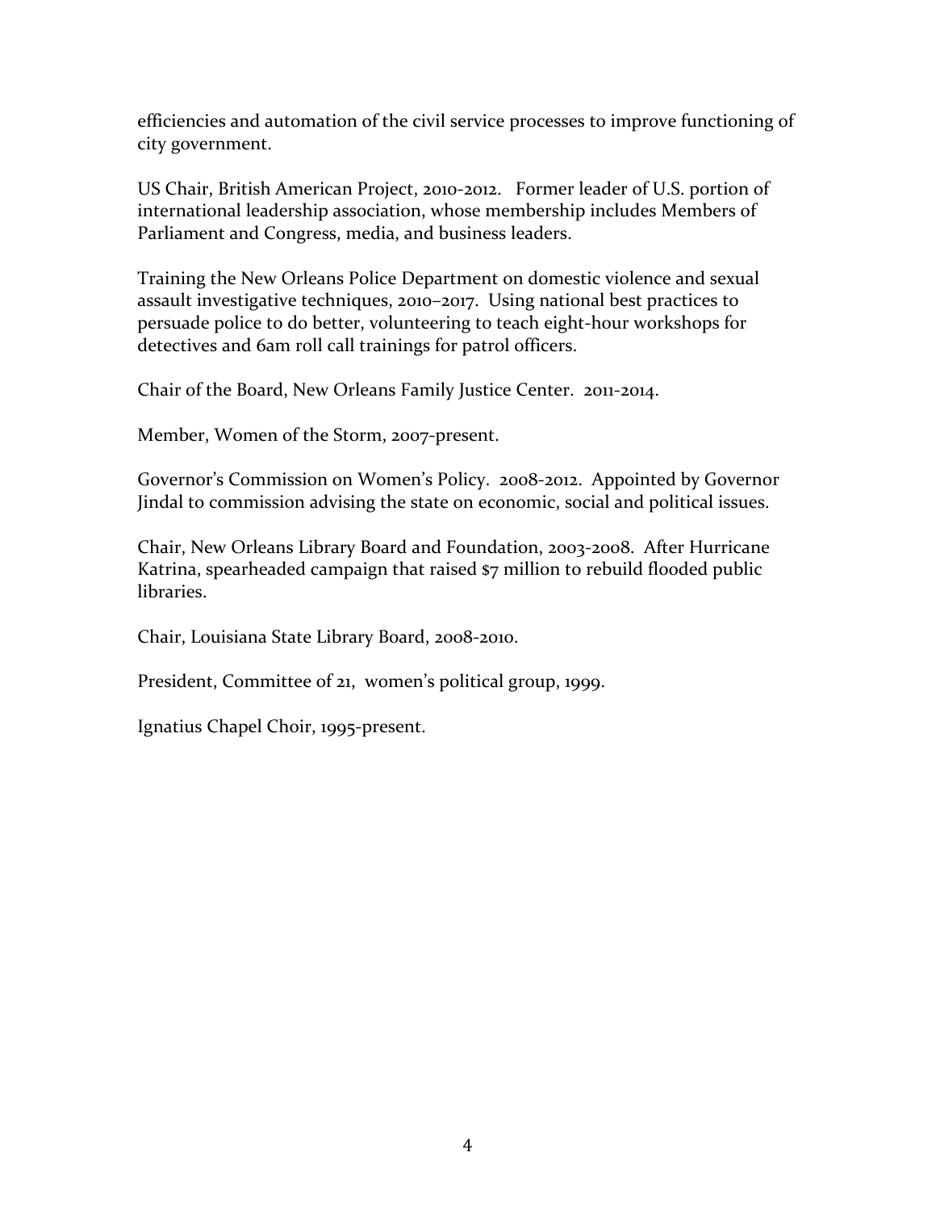efficiencies and automation of the civil service processes to improve functioning of city government.

US Chair, British American Project, 2010-2012. Former leader of U.S. portion of international leadership association, whose membership includes Members of Parliament and Congress, media, and business leaders.

Training the New Orleans Police Department on domestic violence and sexual assault investigative techniques, 2010–2017. Using national best practices to persuade police to do better, volunteering to teach eight-hour workshops for detectives and 6am roll call trainings for patrol officers.

Chair of the Board, New Orleans Family Justice Center. 2011-2014.

Member, Women of the Storm, 2007-present.

Governor's Commission on Women's Policy. 2008-2012. Appointed by Governor Jindal to commission advising the state on economic, social and political issues.

Chair, New Orleans Library Board and Foundation, 2003-2008. After Hurricane Katrina, spearheaded campaign that raised $7 million to rebuild flooded public libraries.

Chair, Louisiana State Library Board, 2008-2010.

President, Committee of 21, women's political group, 1999.

Ignatius Chapel Choir, 1995-present.